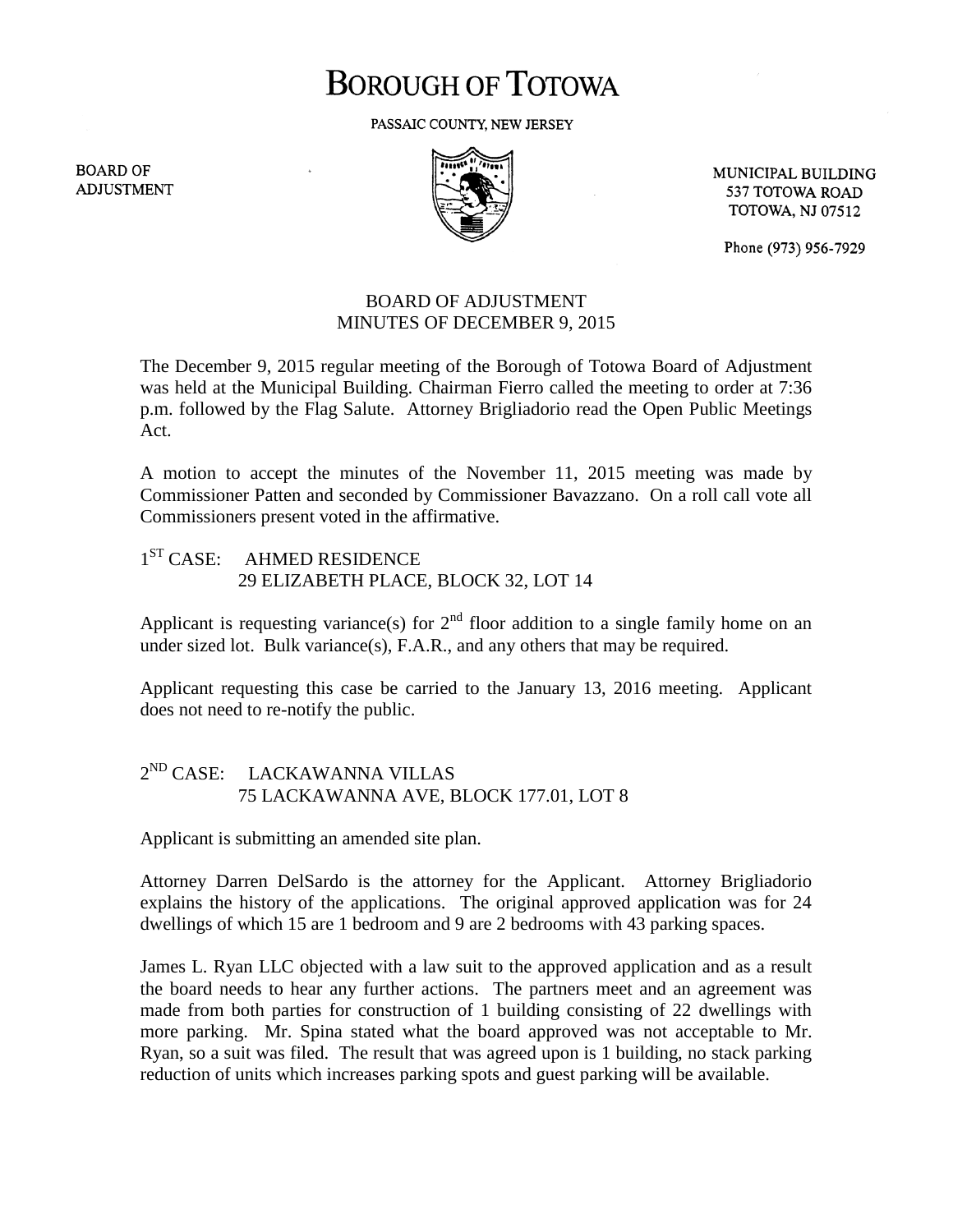# BOROUGH OF TOTOWA

PASSAIC COUNTY, NEW JERSEY

BOARD OF ADJUSTMENT

MUNICIPAL BUILDING
537 TOTOWA ROAD
TOTOWA, NJ 07512

Phone (973) 956-7929

## BOARD OF ADJUSTMENT
## MINUTES OF DECEMBER 9, 2015

The December 9, 2015 regular meeting of the Borough of Totowa Board of Adjustment was held at the Municipal Building. Chairman Fierro called the meeting to order at 7:36 p.m. followed by the Flag Salute. Attorney Brigliadorio read the Open Public Meetings Act.

A motion to accept the minutes of the November 11, 2015 meeting was made by Commissioner Patten and seconded by Commissioner Bavazzano. On a roll call vote all Commissioners present voted in the affirmative.

1ST CASE: AHMED RESIDENCE
29 ELIZABETH PLACE, BLOCK 32, LOT 14

Applicant is requesting variance(s) for 2nd floor addition to a single family home on an under sized lot. Bulk variance(s), F.A.R., and any others that may be required.

Applicant requesting this case be carried to the January 13, 2016 meeting. Applicant does not need to re-notify the public.

2ND CASE: LACKAWANNA VILLAS
75 LACKAWANNA AVE, BLOCK 177.01, LOT 8

Applicant is submitting an amended site plan.

Attorney Darren DelSardo is the attorney for the Applicant. Attorney Brigliadorio explains the history of the applications. The original approved application was for 24 dwellings of which 15 are 1 bedroom and 9 are 2 bedrooms with 43 parking spaces.

James L. Ryan LLC objected with a law suit to the approved application and as a result the board needs to hear any further actions. The partners meet and an agreement was made from both parties for construction of 1 building consisting of 22 dwellings with more parking. Mr. Spina stated what the board approved was not acceptable to Mr. Ryan, so a suit was filed. The result that was agreed upon is 1 building, no stack parking reduction of units which increases parking spots and guest parking will be available.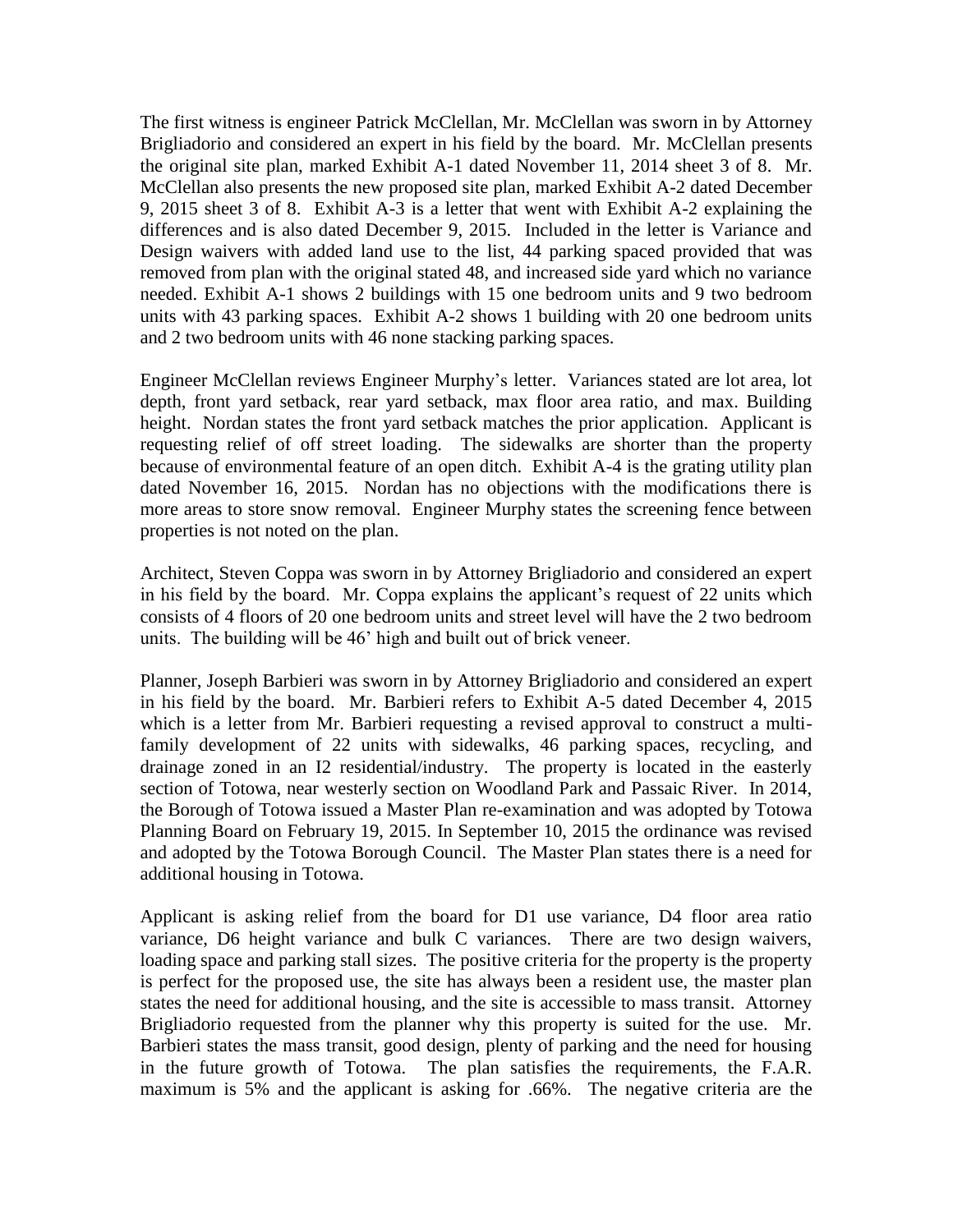The first witness is engineer Patrick McClellan, Mr. McClellan was sworn in by Attorney Brigliadorio and considered an expert in his field by the board. Mr. McClellan presents the original site plan, marked Exhibit A-1 dated November 11, 2014 sheet 3 of 8. Mr. McClellan also presents the new proposed site plan, marked Exhibit A-2 dated December 9, 2015 sheet 3 of 8. Exhibit A-3 is a letter that went with Exhibit A-2 explaining the differences and is also dated December 9, 2015. Included in the letter is Variance and Design waivers with added land use to the list, 44 parking spaced provided that was removed from plan with the original stated 48, and increased side yard which no variance needed. Exhibit A-1 shows 2 buildings with 15 one bedroom units and 9 two bedroom units with 43 parking spaces. Exhibit A-2 shows 1 building with 20 one bedroom units and 2 two bedroom units with 46 none stacking parking spaces.

Engineer McClellan reviews Engineer Murphy's letter. Variances stated are lot area, lot depth, front yard setback, rear yard setback, max floor area ratio, and max. Building height. Nordan states the front yard setback matches the prior application. Applicant is requesting relief of off street loading. The sidewalks are shorter than the property because of environmental feature of an open ditch. Exhibit A-4 is the grating utility plan dated November 16, 2015. Nordan has no objections with the modifications there is more areas to store snow removal. Engineer Murphy states the screening fence between properties is not noted on the plan.

Architect, Steven Coppa was sworn in by Attorney Brigliadorio and considered an expert in his field by the board. Mr. Coppa explains the applicant's request of 22 units which consists of 4 floors of 20 one bedroom units and street level will have the 2 two bedroom units. The building will be 46' high and built out of brick veneer.

Planner, Joseph Barbieri was sworn in by Attorney Brigliadorio and considered an expert in his field by the board. Mr. Barbieri refers to Exhibit A-5 dated December 4, 2015 which is a letter from Mr. Barbieri requesting a revised approval to construct a multi-family development of 22 units with sidewalks, 46 parking spaces, recycling, and drainage zoned in an I2 residential/industry. The property is located in the easterly section of Totowa, near westerly section on Woodland Park and Passaic River. In 2014, the Borough of Totowa issued a Master Plan re-examination and was adopted by Totowa Planning Board on February 19, 2015. In September 10, 2015 the ordinance was revised and adopted by the Totowa Borough Council. The Master Plan states there is a need for additional housing in Totowa.

Applicant is asking relief from the board for D1 use variance, D4 floor area ratio variance, D6 height variance and bulk C variances. There are two design waivers, loading space and parking stall sizes. The positive criteria for the property is the property is perfect for the proposed use, the site has always been a resident use, the master plan states the need for additional housing, and the site is accessible to mass transit. Attorney Brigliadorio requested from the planner why this property is suited for the use. Mr. Barbieri states the mass transit, good design, plenty of parking and the need for housing in the future growth of Totowa. The plan satisfies the requirements, the F.A.R. maximum is 5% and the applicant is asking for .66%. The negative criteria are the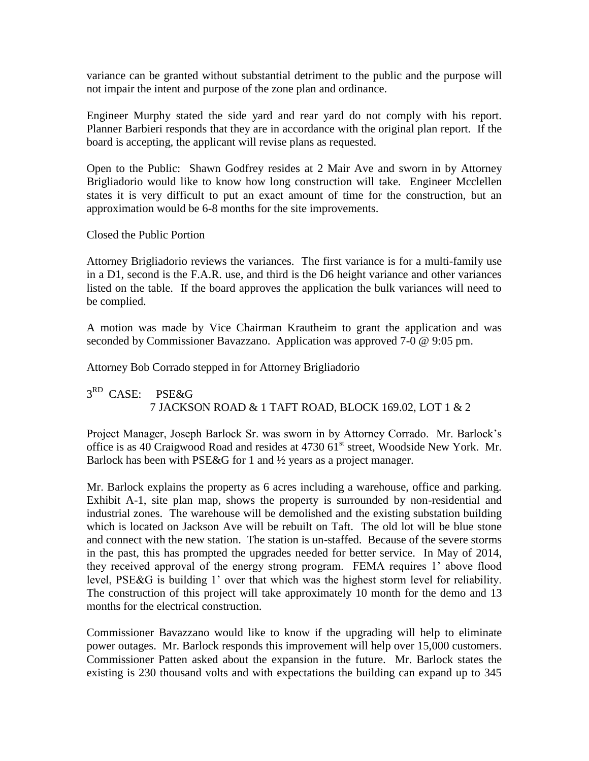variance can be granted without substantial detriment to the public and the purpose will not impair the intent and purpose of the zone plan and ordinance.

Engineer Murphy stated the side yard and rear yard do not comply with his report. Planner Barbieri responds that they are in accordance with the original plan report. If the board is accepting, the applicant will revise plans as requested.

Open to the Public: Shawn Godfrey resides at 2 Mair Ave and sworn in by Attorney Brigliadorio would like to know how long construction will take. Engineer Mcclellen states it is very difficult to put an exact amount of time for the construction, but an approximation would be 6-8 months for the site improvements.

Closed the Public Portion

Attorney Brigliadorio reviews the variances. The first variance is for a multi-family use in a D1, second is the F.A.R. use, and third is the D6 height variance and other variances listed on the table. If the board approves the application the bulk variances will need to be complied.

A motion was made by Vice Chairman Krautheim to grant the application and was seconded by Commissioner Bavazzano. Application was approved 7-0 @ 9:05 pm.

Attorney Bob Corrado stepped in for Attorney Brigliadorio

3RD CASE: PSE&G
7 JACKSON ROAD & 1 TAFT ROAD, BLOCK 169.02, LOT 1 & 2

Project Manager, Joseph Barlock Sr. was sworn in by Attorney Corrado. Mr. Barlock's office is as 40 Craigwood Road and resides at 4730 61st street, Woodside New York. Mr. Barlock has been with PSE&G for 1 and ½ years as a project manager.

Mr. Barlock explains the property as 6 acres including a warehouse, office and parking. Exhibit A-1, site plan map, shows the property is surrounded by non-residential and industrial zones. The warehouse will be demolished and the existing substation building which is located on Jackson Ave will be rebuilt on Taft. The old lot will be blue stone and connect with the new station. The station is un-staffed. Because of the severe storms in the past, this has prompted the upgrades needed for better service. In May of 2014, they received approval of the energy strong program. FEMA requires 1' above flood level, PSE&G is building 1' over that which was the highest storm level for reliability. The construction of this project will take approximately 10 month for the demo and 13 months for the electrical construction.

Commissioner Bavazzano would like to know if the upgrading will help to eliminate power outages. Mr. Barlock responds this improvement will help over 15,000 customers. Commissioner Patten asked about the expansion in the future. Mr. Barlock states the existing is 230 thousand volts and with expectations the building can expand up to 345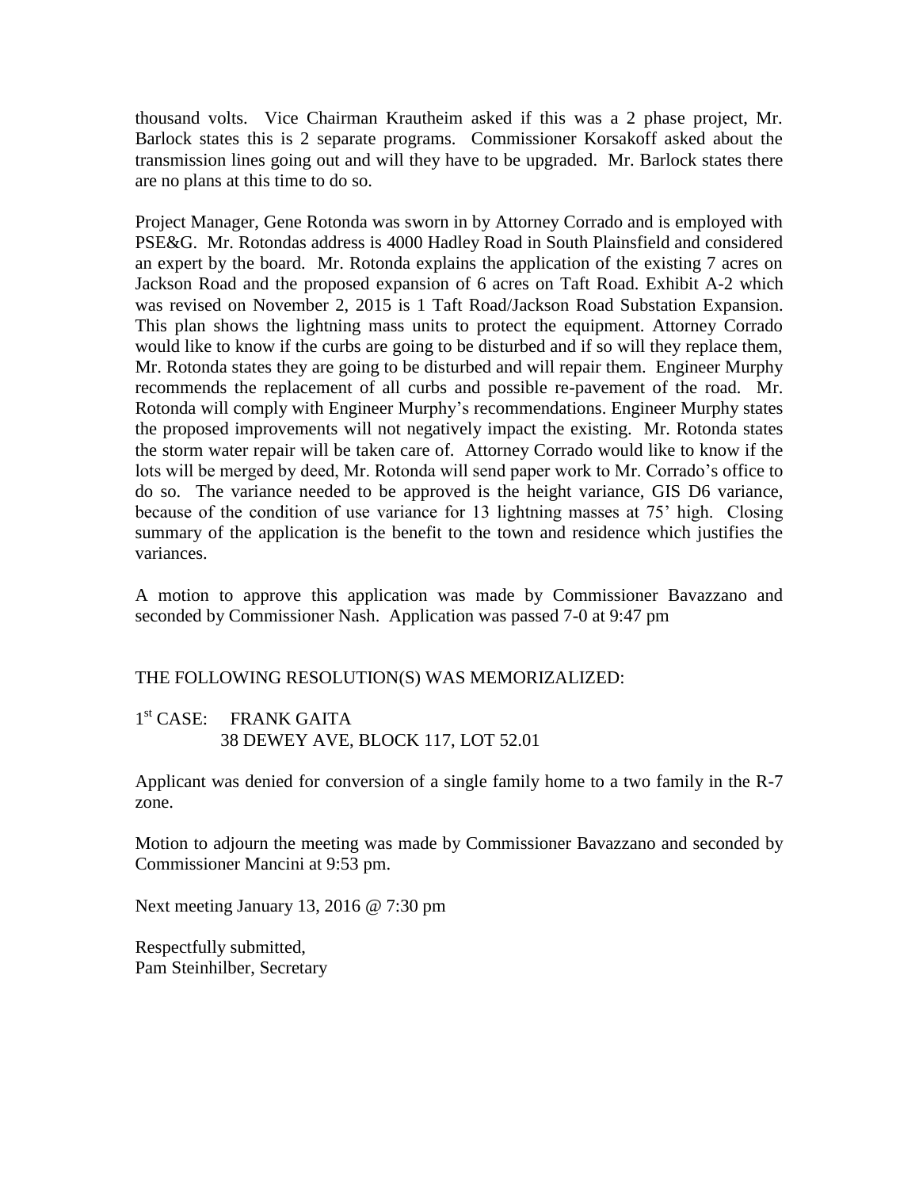thousand volts. Vice Chairman Krautheim asked if this was a 2 phase project, Mr. Barlock states this is 2 separate programs. Commissioner Korsakoff asked about the transmission lines going out and will they have to be upgraded. Mr. Barlock states there are no plans at this time to do so.

Project Manager, Gene Rotonda was sworn in by Attorney Corrado and is employed with PSE&G. Mr. Rotondas address is 4000 Hadley Road in South Plainsfield and considered an expert by the board. Mr. Rotonda explains the application of the existing 7 acres on Jackson Road and the proposed expansion of 6 acres on Taft Road. Exhibit A-2 which was revised on November 2, 2015 is 1 Taft Road/Jackson Road Substation Expansion. This plan shows the lightning mass units to protect the equipment. Attorney Corrado would like to know if the curbs are going to be disturbed and if so will they replace them, Mr. Rotonda states they are going to be disturbed and will repair them. Engineer Murphy recommends the replacement of all curbs and possible re-pavement of the road. Mr. Rotonda will comply with Engineer Murphy's recommendations. Engineer Murphy states the proposed improvements will not negatively impact the existing. Mr. Rotonda states the storm water repair will be taken care of. Attorney Corrado would like to know if the lots will be merged by deed, Mr. Rotonda will send paper work to Mr. Corrado's office to do so. The variance needed to be approved is the height variance, GIS D6 variance, because of the condition of use variance for 13 lightning masses at 75' high. Closing summary of the application is the benefit to the town and residence which justifies the variances.

A motion to approve this application was made by Commissioner Bavazzano and seconded by Commissioner Nash. Application was passed 7-0 at 9:47 pm

THE FOLLOWING RESOLUTION(S) WAS MEMORIZALIZED:

1st CASE: FRANK GAITA
38 DEWEY AVE, BLOCK 117, LOT 52.01

Applicant was denied for conversion of a single family home to a two family in the R-7 zone.

Motion to adjourn the meeting was made by Commissioner Bavazzano and seconded by Commissioner Mancini at 9:53 pm.

Next meeting January 13, 2016 @ 7:30 pm

Respectfully submitted,
Pam Steinhilber, Secretary